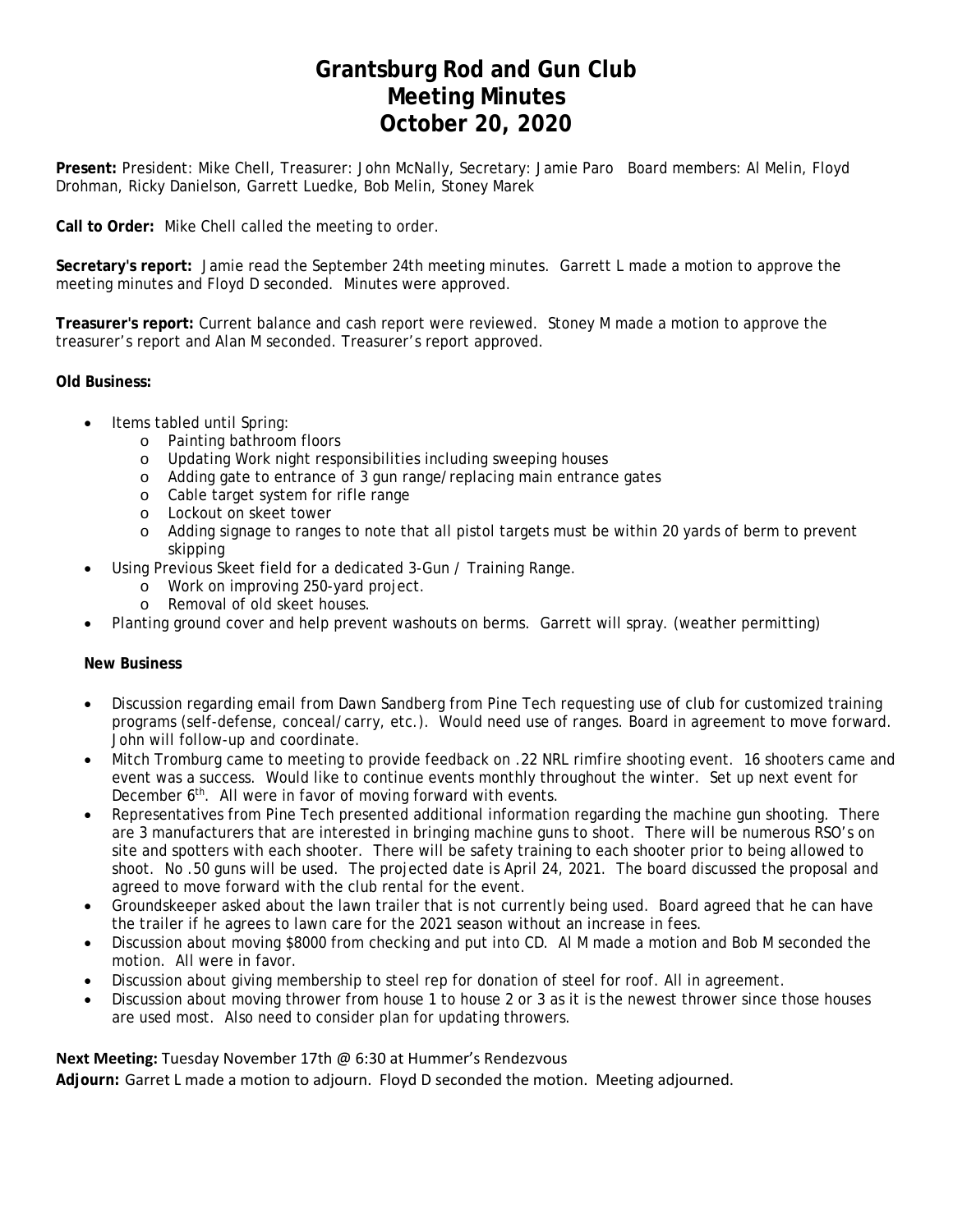# Grantsburg Rod and Gun Club
# Meeting Minutes
# October 20, 2020

**Present:** President: Mike Chell, Treasurer: John McNally, Secretary: Jamie Paro Board members: Al Melin, Floyd Drohman, Ricky Danielson, Garrett Luedke, Bob Melin, Stoney Marek

**Call to Order:** Mike Chell called the meeting to order.

**Secretary's report:** Jamie read the September 24th meeting minutes. Garrett L made a motion to approve the meeting minutes and Floyd D seconded. Minutes were approved.

**Treasurer's report:** Current balance and cash report were reviewed. Stoney M made a motion to approve the treasurer's report and Alan M seconded. Treasurer's report approved.

**Old Business:**

- Items tabled until Spring:
  - Painting bathroom floors
  - Updating Work night responsibilities including sweeping houses
  - Adding gate to entrance of 3 gun range/replacing main entrance gates
  - Cable target system for rifle range
  - Lockout on skeet tower
  - Adding signage to ranges to note that all pistol targets must be within 20 yards of berm to prevent skipping
- Using Previous Skeet field for a dedicated 3-Gun / Training Range.
  - Work on improving 250-yard project.
  - Removal of old skeet houses.
- Planting ground cover and help prevent washouts on berms. Garrett will spray. (weather permitting)

**New Business**

- Discussion regarding email from Dawn Sandberg from Pine Tech requesting use of club for customized training programs (self-defense, conceal/carry, etc.). Would need use of ranges. Board in agreement to move forward. John will follow-up and coordinate.
- Mitch Tromburg came to meeting to provide feedback on .22 NRL rimfire shooting event. 16 shooters came and event was a success. Would like to continue events monthly throughout the winter. Set up next event for December 6th. All were in favor of moving forward with events.
- Representatives from Pine Tech presented additional information regarding the machine gun shooting. There are 3 manufacturers that are interested in bringing machine guns to shoot. There will be numerous RSO's on site and spotters with each shooter. There will be safety training to each shooter prior to being allowed to shoot. No .50 guns will be used. The projected date is April 24, 2021. The board discussed the proposal and agreed to move forward with the club rental for the event.
- Groundskeeper asked about the lawn trailer that is not currently being used. Board agreed that he can have the trailer if he agrees to lawn care for the 2021 season without an increase in fees.
- Discussion about moving $8000 from checking and put into CD. Al M made a motion and Bob M seconded the motion. All were in favor.
- Discussion about giving membership to steel rep for donation of steel for roof. All in agreement.
- Discussion about moving thrower from house 1 to house 2 or 3 as it is the newest thrower since those houses are used most. Also need to consider plan for updating throwers.

**Next Meeting:** Tuesday November 17th @ 6:30 at Hummer's Rendezvous

**Adjourn:** Garret L made a motion to adjourn. Floyd D seconded the motion. Meeting adjourned.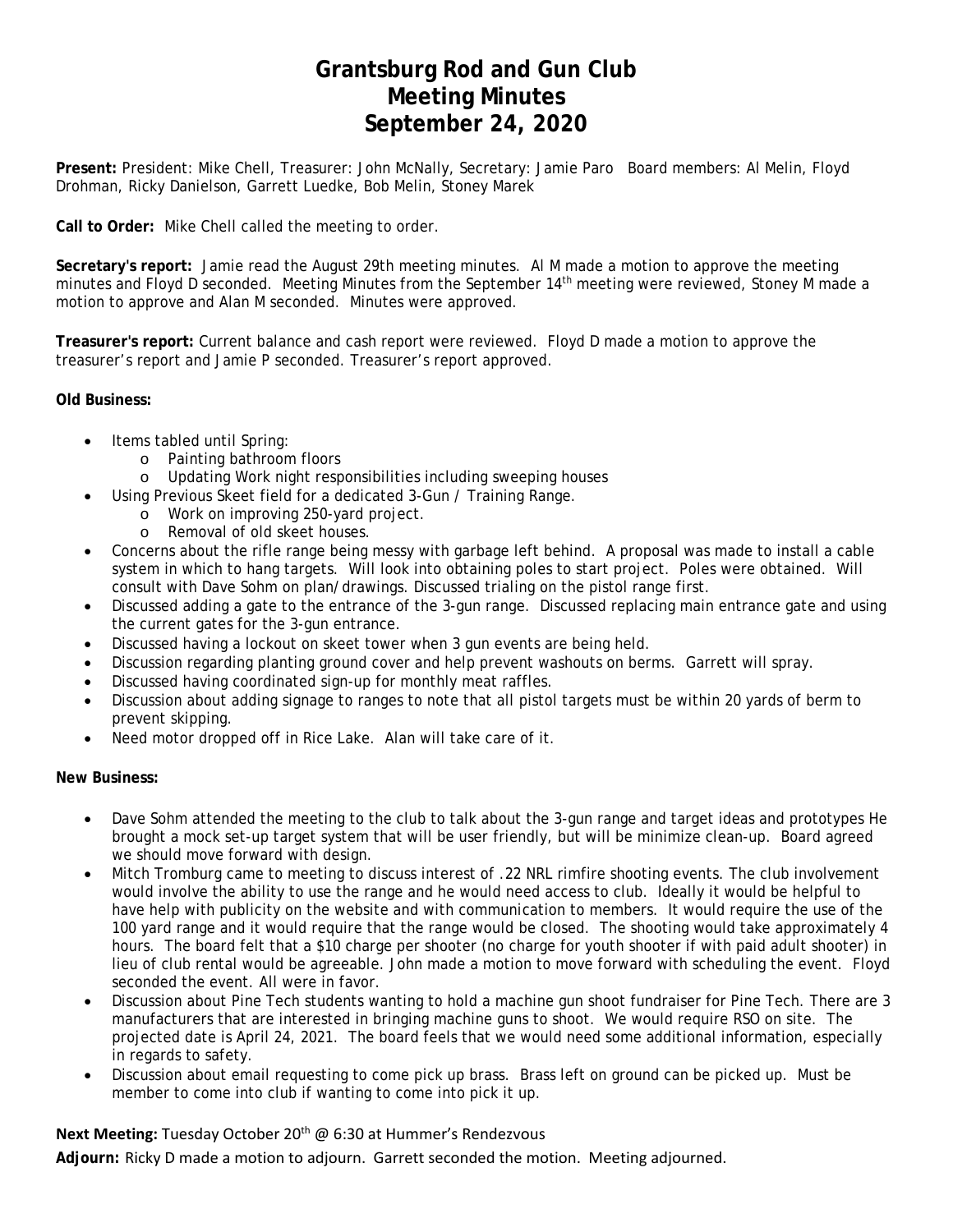# Grantsburg Rod and Gun Club
# Meeting Minutes
# September 24, 2020

**Present:** President: Mike Chell, Treasurer: John McNally, Secretary: Jamie Paro Board members: Al Melin, Floyd Drohman, Ricky Danielson, Garrett Luedke, Bob Melin, Stoney Marek

**Call to Order:** Mike Chell called the meeting to order.

**Secretary's report:** Jamie read the August 29th meeting minutes. Al M made a motion to approve the meeting minutes and Floyd D seconded. Meeting Minutes from the September 14th meeting were reviewed, Stoney M made a motion to approve and Alan M seconded. Minutes were approved.

**Treasurer's report:** Current balance and cash report were reviewed. Floyd D made a motion to approve the treasurer's report and Jamie P seconded. Treasurer's report approved.

**Old Business:**

- Items tabled until Spring:
  - Painting bathroom floors
  - Updating Work night responsibilities including sweeping houses
- Using Previous Skeet field for a dedicated 3-Gun / Training Range.
  - Work on improving 250-yard project.
  - Removal of old skeet houses.
- Concerns about the rifle range being messy with garbage left behind. A proposal was made to install a cable system in which to hang targets. Will look into obtaining poles to start project. Poles were obtained. Will consult with Dave Sohm on plan/drawings. Discussed trialing on the pistol range first.
- Discussed adding a gate to the entrance of the 3-gun range. Discussed replacing main entrance gate and using the current gates for the 3-gun entrance.
- Discussed having a lockout on skeet tower when 3 gun events are being held.
- Discussion regarding planting ground cover and help prevent washouts on berms. Garrett will spray.
- Discussed having coordinated sign-up for monthly meat raffles.
- Discussion about adding signage to ranges to note that all pistol targets must be within 20 yards of berm to prevent skipping.
- Need motor dropped off in Rice Lake. Alan will take care of it.

**New Business:**

- Dave Sohm attended the meeting to the club to talk about the 3-gun range and target ideas and prototypes He brought a mock set-up target system that will be user friendly, but will be minimize clean-up. Board agreed we should move forward with design.
- Mitch Tromburg came to meeting to discuss interest of .22 NRL rimfire shooting events. The club involvement would involve the ability to use the range and he would need access to club. Ideally it would be helpful to have help with publicity on the website and with communication to members. It would require the use of the 100 yard range and it would require that the range would be closed. The shooting would take approximately 4 hours. The board felt that a $10 charge per shooter (no charge for youth shooter if with paid adult shooter) in lieu of club rental would be agreeable. John made a motion to move forward with scheduling the event. Floyd seconded the event. All were in favor.
- Discussion about Pine Tech students wanting to hold a machine gun shoot fundraiser for Pine Tech. There are 3 manufacturers that are interested in bringing machine guns to shoot. We would require RSO on site. The projected date is April 24, 2021. The board feels that we would need some additional information, especially in regards to safety.
- Discussion about email requesting to come pick up brass. Brass left on ground can be picked up. Must be member to come into club if wanting to come into pick it up.

**Next Meeting:** Tuesday October 20th @ 6:30 at Hummer's Rendezvous

**Adjourn:** Ricky D made a motion to adjourn. Garrett seconded the motion. Meeting adjourned.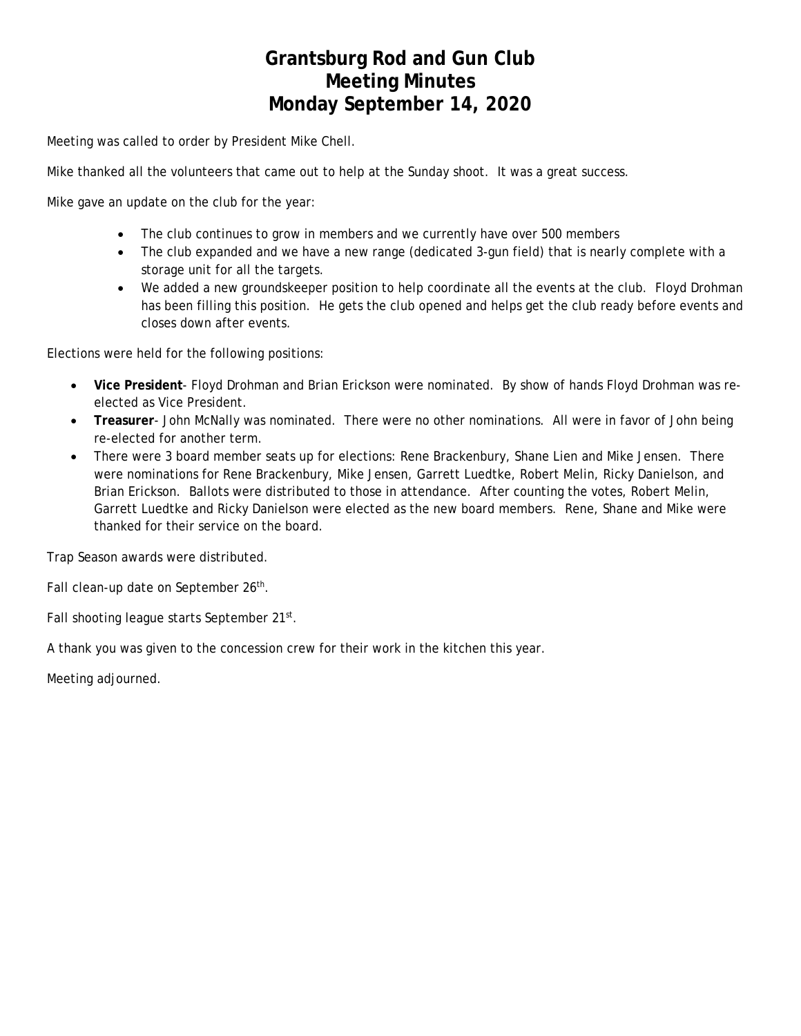# Grantsburg Rod and Gun Club
# Meeting Minutes
# Monday September 14, 2020

Meeting was called to order by President Mike Chell.

Mike thanked all the volunteers that came out to help at the Sunday shoot. It was a great success.

Mike gave an update on the club for the year:

- The club continues to grow in members and we currently have over 500 members
- The club expanded and we have a new range (dedicated 3-gun field) that is nearly complete with a storage unit for all the targets.
- We added a new groundskeeper position to help coordinate all the events at the club. Floyd Drohman has been filling this position. He gets the club opened and helps get the club ready before events and closes down after events.

Elections were held for the following positions:

- **Vice President**- Floyd Drohman and Brian Erickson were nominated. By show of hands Floyd Drohman was re-elected as Vice President.
- **Treasurer**- John McNally was nominated. There were no other nominations. All were in favor of John being re-elected for another term.
- There were 3 board member seats up for elections: Rene Brackenbury, Shane Lien and Mike Jensen. There were nominations for Rene Brackenbury, Mike Jensen, Garrett Luedtke, Robert Melin, Ricky Danielson, and Brian Erickson. Ballots were distributed to those in attendance. After counting the votes, Robert Melin, Garrett Luedtke and Ricky Danielson were elected as the new board members. Rene, Shane and Mike were thanked for their service on the board.

Trap Season awards were distributed.

Fall clean-up date on September 26th.

Fall shooting league starts September 21st.

A thank you was given to the concession crew for their work in the kitchen this year.

Meeting adjourned.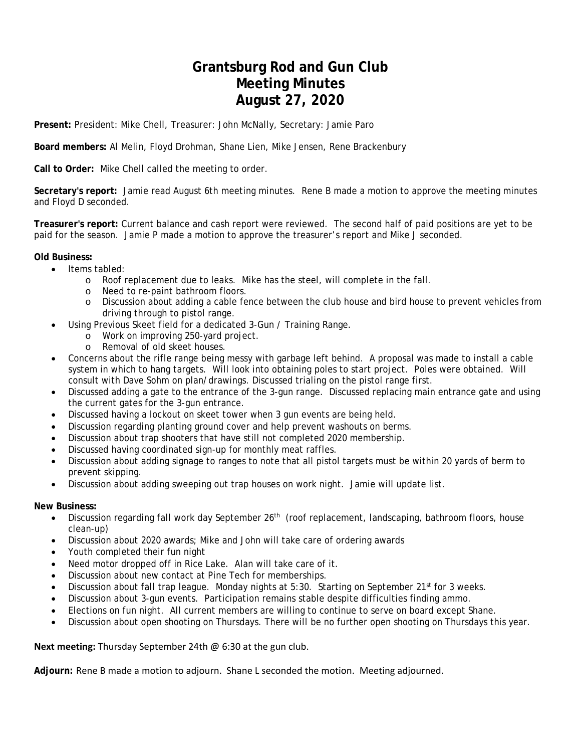# Grantsburg Rod and Gun Club
# Meeting Minutes
# August 27, 2020

**Present:** President: Mike Chell, Treasurer: John McNally, Secretary: Jamie Paro

**Board members:** Al Melin, Floyd Drohman, Shane Lien, Mike Jensen, Rene Brackenbury

**Call to Order:** Mike Chell called the meeting to order.

**Secretary's report:** Jamie read August 6th meeting minutes. Rene B made a motion to approve the meeting minutes and Floyd D seconded.

**Treasurer's report:** Current balance and cash report were reviewed. The second half of paid positions are yet to be paid for the season. Jamie P made a motion to approve the treasurer's report and Mike J seconded.

**Old Business:**

- Items tabled:
  - Roof replacement due to leaks. Mike has the steel, will complete in the fall.
  - Need to re-paint bathroom floors.
  - Discussion about adding a cable fence between the club house and bird house to prevent vehicles from driving through to pistol range.
- Using Previous Skeet field for a dedicated 3-Gun / Training Range.
  - Work on improving 250-yard project.
  - Removal of old skeet houses.
- Concerns about the rifle range being messy with garbage left behind. A proposal was made to install a cable system in which to hang targets. Will look into obtaining poles to start project. Poles were obtained. Will consult with Dave Sohm on plan/drawings. Discussed trialing on the pistol range first.
- Discussed adding a gate to the entrance of the 3-gun range. Discussed replacing main entrance gate and using the current gates for the 3-gun entrance.
- Discussed having a lockout on skeet tower when 3 gun events are being held.
- Discussion regarding planting ground cover and help prevent washouts on berms.
- Discussion about trap shooters that have still not completed 2020 membership.
- Discussed having coordinated sign-up for monthly meat raffles.
- Discussion about adding signage to ranges to note that all pistol targets must be within 20 yards of berm to prevent skipping.
- Discussion about adding sweeping out trap houses on work night. Jamie will update list.

**New Business:**

- Discussion regarding fall work day September 26th (roof replacement, landscaping, bathroom floors, house clean-up)
- Discussion about 2020 awards; Mike and John will take care of ordering awards
- Youth completed their fun night
- Need motor dropped off in Rice Lake. Alan will take care of it.
- Discussion about new contact at Pine Tech for memberships.
- Discussion about fall trap league. Monday nights at 5:30. Starting on September 21st for 3 weeks.
- Discussion about 3-gun events. Participation remains stable despite difficulties finding ammo.
- Elections on fun night. All current members are willing to continue to serve on board except Shane.
- Discussion about open shooting on Thursdays. There will be no further open shooting on Thursdays this year.

**Next meeting:** Thursday September 24th @ 6:30 at the gun club.

**Adjourn:** Rene B made a motion to adjourn. Shane L seconded the motion. Meeting adjourned.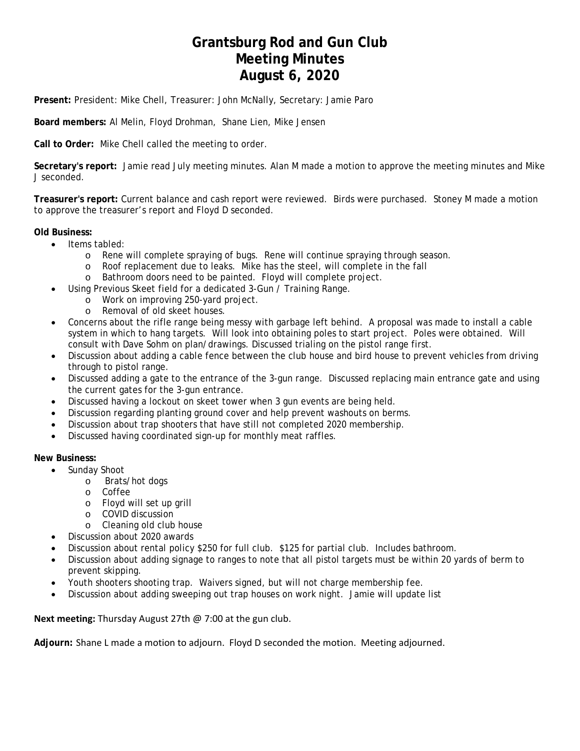# Grantsburg Rod and Gun Club
# Meeting Minutes
# August 6, 2020

**Present:** President: Mike Chell, Treasurer: John McNally, Secretary: Jamie Paro

**Board members:** Al Melin, Floyd Drohman, Shane Lien, Mike Jensen

**Call to Order:** Mike Chell called the meeting to order.

**Secretary's report:** Jamie read July meeting minutes. Alan M made a motion to approve the meeting minutes and Mike J seconded.

**Treasurer's report:** Current balance and cash report were reviewed. Birds were purchased. Stoney M made a motion to approve the treasurer's report and Floyd D seconded.

**Old Business:**

- Items tabled:
  - Rene will complete spraying of bugs. Rene will continue spraying through season.
  - Roof replacement due to leaks. Mike has the steel, will complete in the fall
  - Bathroom doors need to be painted. Floyd will complete project.
- Using Previous Skeet field for a dedicated 3-Gun / Training Range.
  - Work on improving 250-yard project.
  - Removal of old skeet houses.
- Concerns about the rifle range being messy with garbage left behind. A proposal was made to install a cable system in which to hang targets. Will look into obtaining poles to start project. Poles were obtained. Will consult with Dave Sohm on plan/drawings. Discussed trialing on the pistol range first.
- Discussion about adding a cable fence between the club house and bird house to prevent vehicles from driving through to pistol range.
- Discussed adding a gate to the entrance of the 3-gun range. Discussed replacing main entrance gate and using the current gates for the 3-gun entrance.
- Discussed having a lockout on skeet tower when 3 gun events are being held.
- Discussion regarding planting ground cover and help prevent washouts on berms.
- Discussion about trap shooters that have still not completed 2020 membership.
- Discussed having coordinated sign-up for monthly meat raffles.

**New Business:**

- Sunday Shoot
  - Brats/hot dogs
  - Coffee
  - Floyd will set up grill
  - COVID discussion
  - Cleaning old club house
- Discussion about 2020 awards
- Discussion about rental policy $250 for full club. $125 for partial club. Includes bathroom.
- Discussion about adding signage to ranges to note that all pistol targets must be within 20 yards of berm to prevent skipping.
- Youth shooters shooting trap. Waivers signed, but will not charge membership fee.
- Discussion about adding sweeping out trap houses on work night. Jamie will update list

**Next meeting:** Thursday August 27th @ 7:00 at the gun club.

**Adjourn:** Shane L made a motion to adjourn. Floyd D seconded the motion. Meeting adjourned.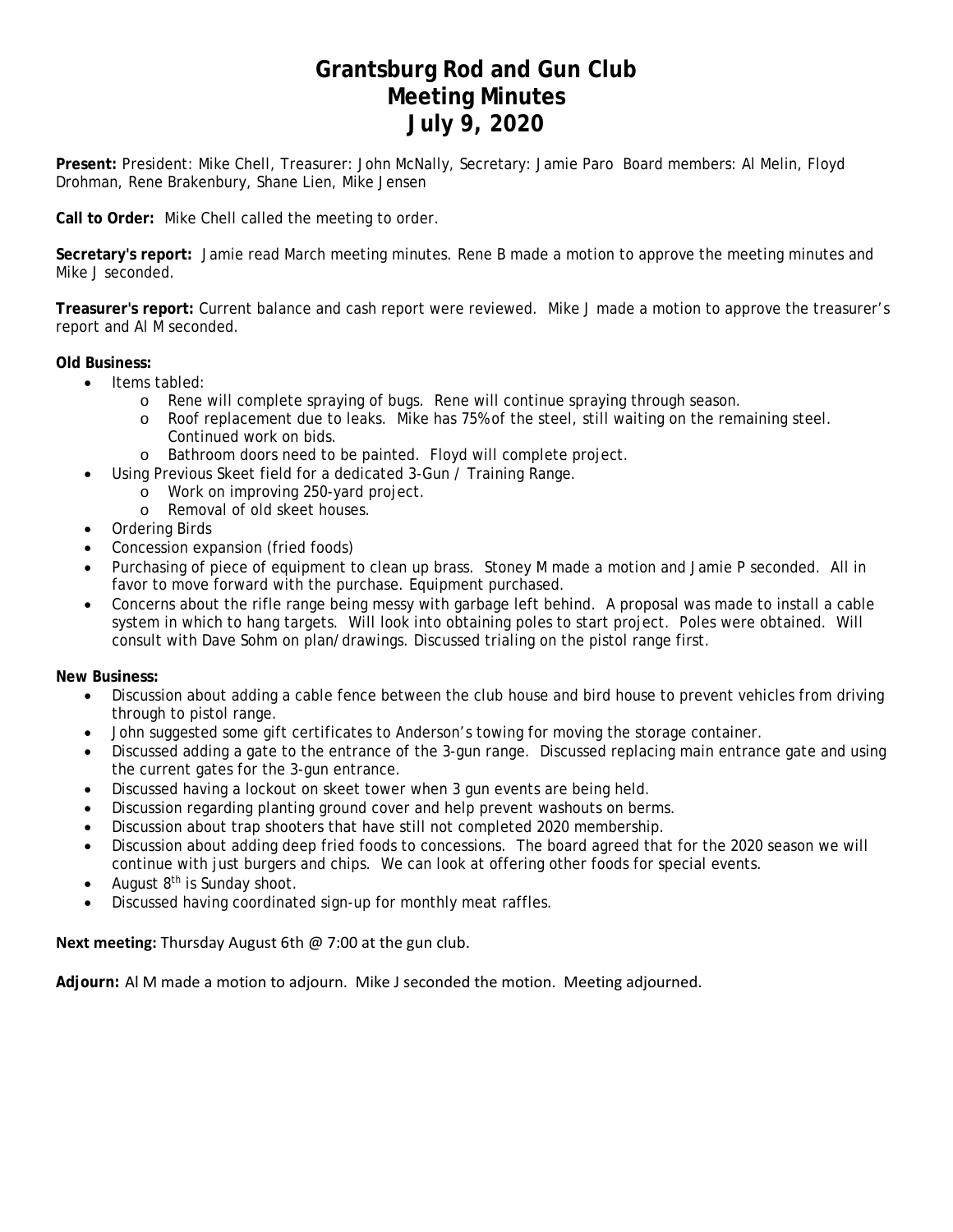# Grantsburg Rod and Gun Club
# Meeting Minutes
# July 9, 2020

**Present:** President: Mike Chell, Treasurer: John McNally, Secretary: Jamie Paro Board members: Al Melin, Floyd Drohman, Rene Brakenbury, Shane Lien, Mike Jensen

**Call to Order:** Mike Chell called the meeting to order.

**Secretary's report:** Jamie read March meeting minutes. Rene B made a motion to approve the meeting minutes and Mike J seconded.

**Treasurer's report:** Current balance and cash report were reviewed. Mike J made a motion to approve the treasurer's report and Al M seconded.

**Old Business:**

- Items tabled:
  - Rene will complete spraying of bugs. Rene will continue spraying through season.
  - Roof replacement due to leaks. Mike has 75% of the steel, still waiting on the remaining steel. Continued work on bids.
  - Bathroom doors need to be painted. Floyd will complete project.
- Using Previous Skeet field for a dedicated 3-Gun / Training Range.
  - Work on improving 250-yard project.
  - Removal of old skeet houses.
- Ordering Birds
- Concession expansion (fried foods)
- Purchasing of piece of equipment to clean up brass. Stoney M made a motion and Jamie P seconded. All in favor to move forward with the purchase. Equipment purchased.
- Concerns about the rifle range being messy with garbage left behind. A proposal was made to install a cable system in which to hang targets. Will look into obtaining poles to start project. Poles were obtained. Will consult with Dave Sohm on plan/drawings. Discussed trialing on the pistol range first.

**New Business:**

- Discussion about adding a cable fence between the club house and bird house to prevent vehicles from driving through to pistol range.
- John suggested some gift certificates to Anderson's towing for moving the storage container.
- Discussed adding a gate to the entrance of the 3-gun range. Discussed replacing main entrance gate and using the current gates for the 3-gun entrance.
- Discussed having a lockout on skeet tower when 3 gun events are being held.
- Discussion regarding planting ground cover and help prevent washouts on berms.
- Discussion about trap shooters that have still not completed 2020 membership.
- Discussion about adding deep fried foods to concessions. The board agreed that for the 2020 season we will continue with just burgers and chips. We can look at offering other foods for special events.
- August 8th is Sunday shoot.
- Discussed having coordinated sign-up for monthly meat raffles.

**Next meeting:** Thursday August 6th @ 7:00 at the gun club.

**Adjourn:** Al M made a motion to adjourn. Mike J seconded the motion. Meeting adjourned.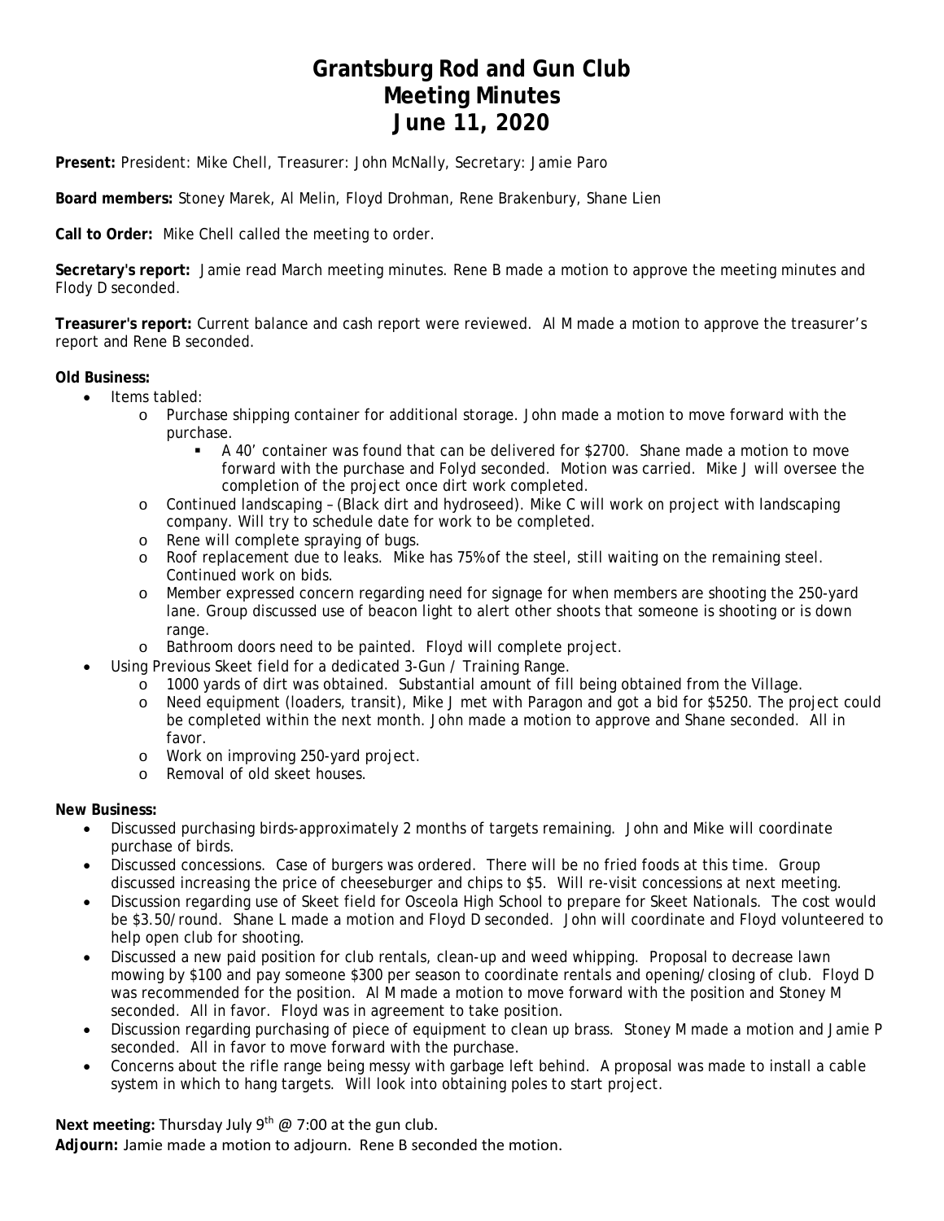# Grantsburg Rod and Gun Club
# Meeting Minutes
# June 11, 2020

**Present:** President: Mike Chell, Treasurer: John McNally, Secretary: Jamie Paro

**Board members:** Stoney Marek, Al Melin, Floyd Drohman, Rene Brakenbury, Shane Lien

**Call to Order:** Mike Chell called the meeting to order.

**Secretary's report:** Jamie read March meeting minutes. Rene B made a motion to approve the meeting minutes and Flody D seconded.

**Treasurer's report:** Current balance and cash report were reviewed. Al M made a motion to approve the treasurer's report and Rene B seconded.

**Old Business:**

- Items tabled:
  - Purchase shipping container for additional storage. John made a motion to move forward with the purchase.
    - A 40' container was found that can be delivered for $2700. Shane made a motion to move forward with the purchase and Folyd seconded. Motion was carried. Mike J will oversee the completion of the project once dirt work completed.
  - Continued landscaping – (Black dirt and hydroseed). Mike C will work on project with landscaping company. Will try to schedule date for work to be completed.
  - Rene will complete spraying of bugs.
  - Roof replacement due to leaks. Mike has 75% of the steel, still waiting on the remaining steel. Continued work on bids.
  - Member expressed concern regarding need for signage for when members are shooting the 250-yard lane. Group discussed use of beacon light to alert other shoots that someone is shooting or is down range.
  - Bathroom doors need to be painted. Floyd will complete project.
- Using Previous Skeet field for a dedicated 3-Gun / Training Range.
  - 1000 yards of dirt was obtained. Substantial amount of fill being obtained from the Village.
  - Need equipment (loaders, transit), Mike J met with Paragon and got a bid for $5250. The project could be completed within the next month. John made a motion to approve and Shane seconded. All in favor.
  - Work on improving 250-yard project.
  - Removal of old skeet houses.

**New Business:**

- Discussed purchasing birds-approximately 2 months of targets remaining. John and Mike will coordinate purchase of birds.
- Discussed concessions. Case of burgers was ordered. There will be no fried foods at this time. Group discussed increasing the price of cheeseburger and chips to $5. Will re-visit concessions at next meeting.
- Discussion regarding use of Skeet field for Osceola High School to prepare for Skeet Nationals. The cost would be $3.50/round. Shane L made a motion and Floyd D seconded. John will coordinate and Floyd volunteered to help open club for shooting.
- Discussed a new paid position for club rentals, clean-up and weed whipping. Proposal to decrease lawn mowing by $100 and pay someone $300 per season to coordinate rentals and opening/closing of club. Floyd D was recommended for the position. Al M made a motion to move forward with the position and Stoney M seconded. All in favor. Floyd was in agreement to take position.
- Discussion regarding purchasing of piece of equipment to clean up brass. Stoney M made a motion and Jamie P seconded. All in favor to move forward with the purchase.
- Concerns about the rifle range being messy with garbage left behind. A proposal was made to install a cable system in which to hang targets. Will look into obtaining poles to start project.

**Next meeting:** Thursday July 9th @ 7:00 at the gun club.

**Adjourn:** Jamie made a motion to adjourn. Rene B seconded the motion.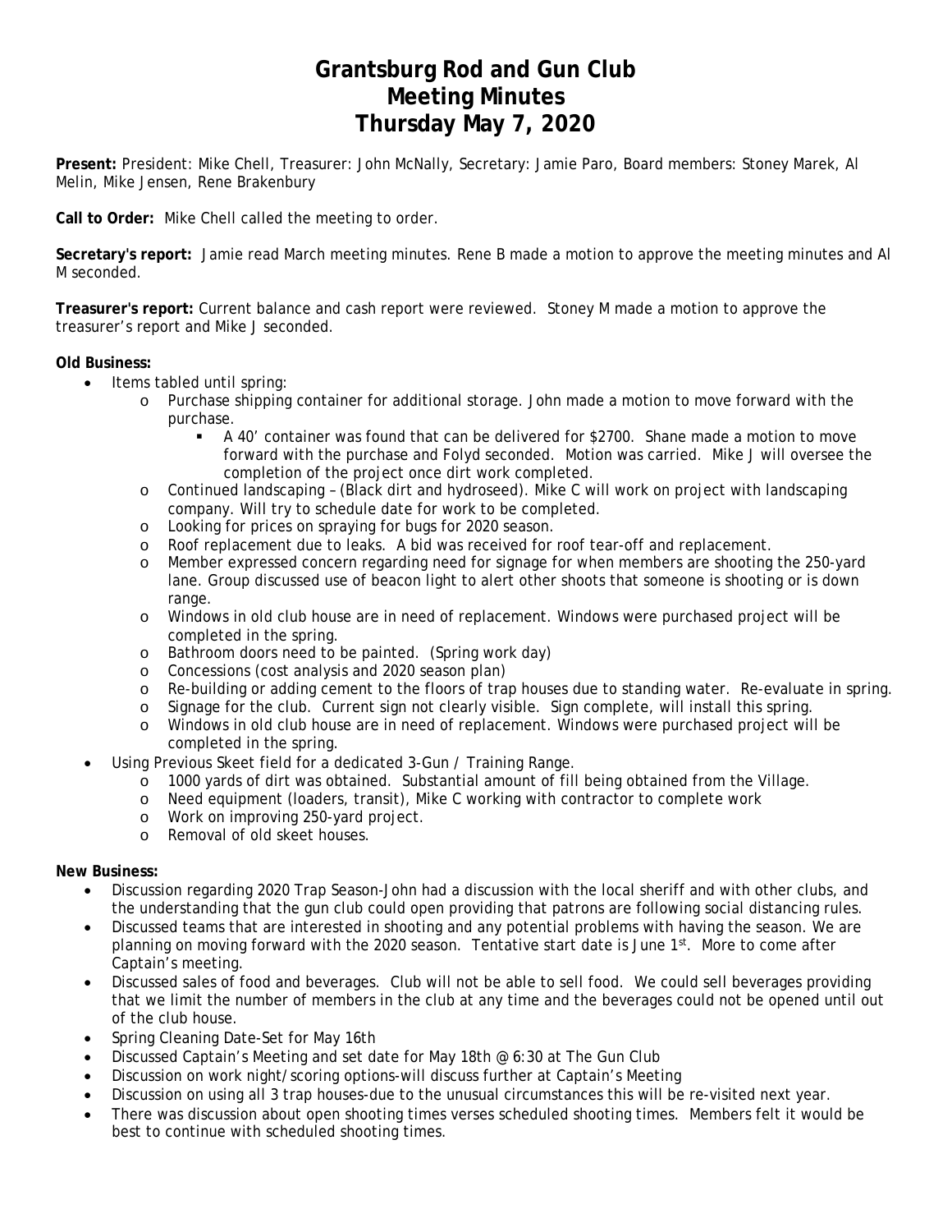# Grantsburg Rod and Gun Club
# Meeting Minutes
# Thursday May 7, 2020

**Present:** President: Mike Chell, Treasurer: John McNally, Secretary: Jamie Paro, Board members: Stoney Marek, Al Melin, Mike Jensen, Rene Brakenbury

**Call to Order:** Mike Chell called the meeting to order.

**Secretary's report:** Jamie read March meeting minutes. Rene B made a motion to approve the meeting minutes and Al M seconded.

**Treasurer's report:** Current balance and cash report were reviewed. Stoney M made a motion to approve the treasurer's report and Mike J seconded.

**Old Business:**

- Items tabled until spring:
  - Purchase shipping container for additional storage. John made a motion to move forward with the purchase.
    - A 40' container was found that can be delivered for $2700. Shane made a motion to move forward with the purchase and Folyd seconded. Motion was carried. Mike J will oversee the completion of the project once dirt work completed.
  - Continued landscaping – (Black dirt and hydroseed). Mike C will work on project with landscaping company. Will try to schedule date for work to be completed.
  - Looking for prices on spraying for bugs for 2020 season.
  - Roof replacement due to leaks. A bid was received for roof tear-off and replacement.
  - Member expressed concern regarding need for signage for when members are shooting the 250-yard lane. Group discussed use of beacon light to alert other shoots that someone is shooting or is down range.
  - Windows in old club house are in need of replacement. Windows were purchased project will be completed in the spring.
  - Bathroom doors need to be painted. (Spring work day)
  - Concessions (cost analysis and 2020 season plan)
  - Re-building or adding cement to the floors of trap houses due to standing water. Re-evaluate in spring.
  - Signage for the club. Current sign not clearly visible. Sign complete, will install this spring.
  - Windows in old club house are in need of replacement. Windows were purchased project will be completed in the spring.
- Using Previous Skeet field for a dedicated 3-Gun / Training Range.
  - 1000 yards of dirt was obtained. Substantial amount of fill being obtained from the Village.
  - Need equipment (loaders, transit), Mike C working with contractor to complete work
  - Work on improving 250-yard project.
  - Removal of old skeet houses.

**New Business:**

- Discussion regarding 2020 Trap Season-John had a discussion with the local sheriff and with other clubs, and the understanding that the gun club could open providing that patrons are following social distancing rules.
- Discussed teams that are interested in shooting and any potential problems with having the season. We are planning on moving forward with the 2020 season. Tentative start date is June 1st. More to come after Captain's meeting.
- Discussed sales of food and beverages. Club will not be able to sell food. We could sell beverages providing that we limit the number of members in the club at any time and the beverages could not be opened until out of the club house.
- Spring Cleaning Date-Set for May 16th
- Discussed Captain's Meeting and set date for May 18th @ 6:30 at The Gun Club
- Discussion on work night/scoring options-will discuss further at Captain's Meeting
- Discussion on using all 3 trap houses-due to the unusual circumstances this will be re-visited next year.
- There was discussion about open shooting times verses scheduled shooting times. Members felt it would be best to continue with scheduled shooting times.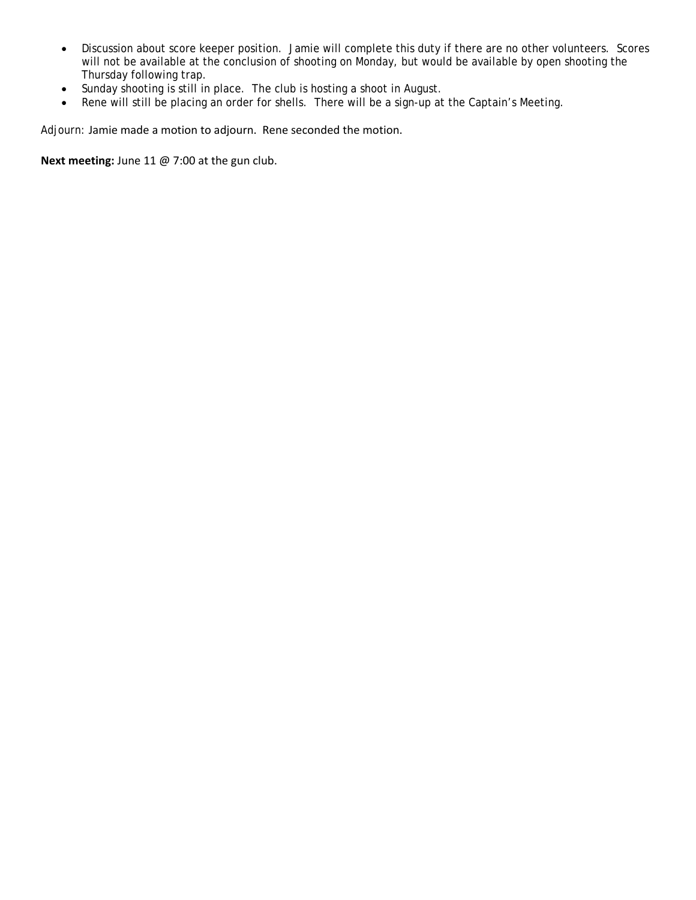- Discussion about score keeper position. Jamie will complete this duty if there are no other volunteers. Scores will not be available at the conclusion of shooting on Monday, but would be available by open shooting the Thursday following trap.
- Sunday shooting is still in place. The club is hosting a shoot in August.
- Rene will still be placing an order for shells. There will be a sign-up at the Captain's Meeting.

Adjourn: Jamie made a motion to adjourn. Rene seconded the motion.

**Next meeting:** June 11 @ 7:00 at the gun club.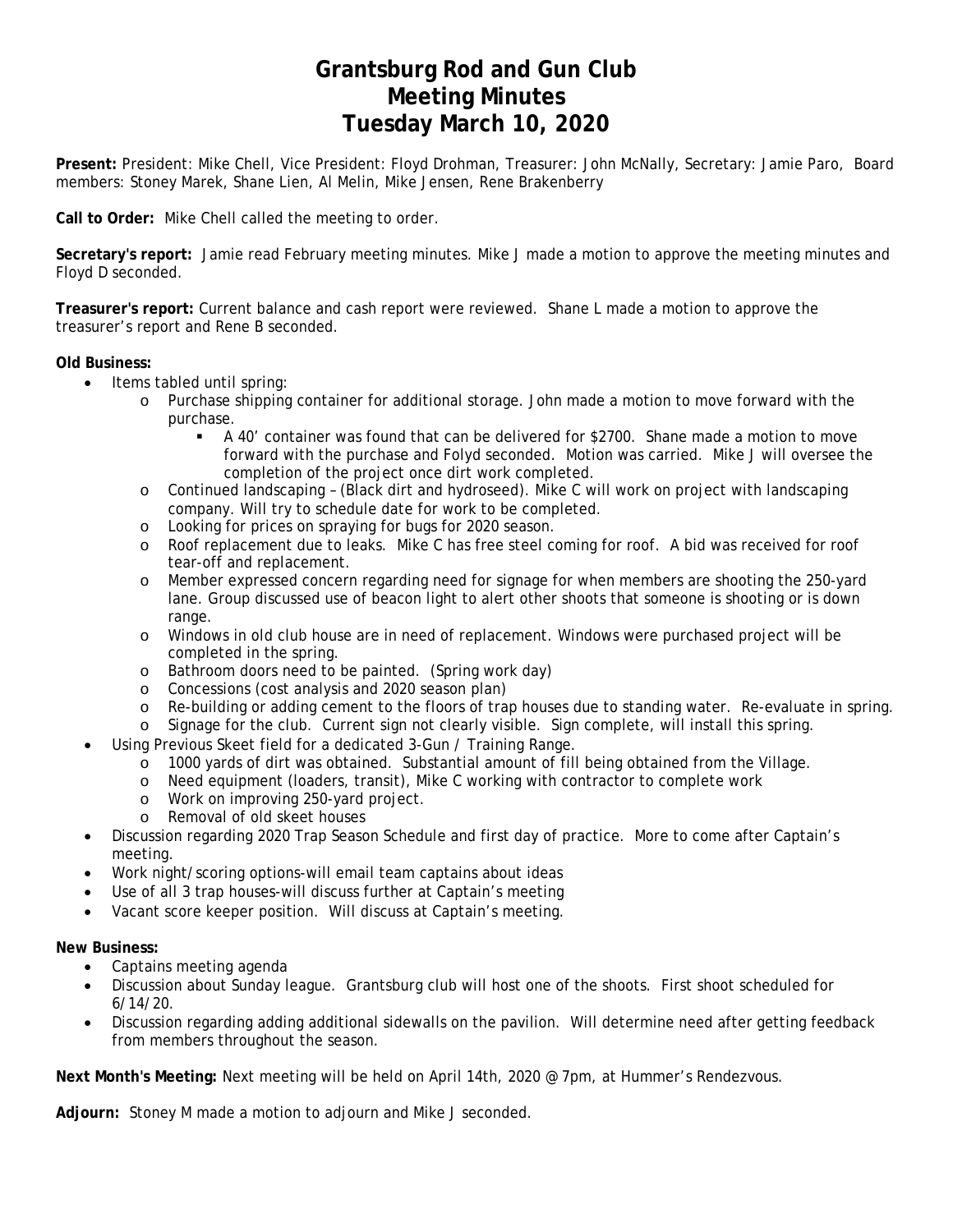# Grantsburg Rod and Gun Club
# Meeting Minutes
# Tuesday March 10, 2020

**Present:** President: Mike Chell, Vice President: Floyd Drohman, Treasurer: John McNally, Secretary: Jamie Paro, Board members: Stoney Marek, Shane Lien, Al Melin, Mike Jensen, Rene Brakenberry

**Call to Order:** Mike Chell called the meeting to order.

**Secretary's report:** Jamie read February meeting minutes. Mike J made a motion to approve the meeting minutes and Floyd D seconded.

**Treasurer's report:** Current balance and cash report were reviewed. Shane L made a motion to approve the treasurer's report and Rene B seconded.

**Old Business:**

- Items tabled until spring:
  - Purchase shipping container for additional storage. John made a motion to move forward with the purchase.
    - A 40' container was found that can be delivered for $2700. Shane made a motion to move forward with the purchase and Folyd seconded. Motion was carried. Mike J will oversee the completion of the project once dirt work completed.
  - Continued landscaping – (Black dirt and hydroseed). Mike C will work on project with landscaping company. Will try to schedule date for work to be completed.
  - Looking for prices on spraying for bugs for 2020 season.
  - Roof replacement due to leaks. Mike C has free steel coming for roof. A bid was received for roof tear-off and replacement.
  - Member expressed concern regarding need for signage for when members are shooting the 250-yard lane. Group discussed use of beacon light to alert other shoots that someone is shooting or is down range.
  - Windows in old club house are in need of replacement. Windows were purchased project will be completed in the spring.
  - Bathroom doors need to be painted. (Spring work day)
  - Concessions (cost analysis and 2020 season plan)
  - Re-building or adding cement to the floors of trap houses due to standing water. Re-evaluate in spring.
  - Signage for the club. Current sign not clearly visible. Sign complete, will install this spring.
- Using Previous Skeet field for a dedicated 3-Gun / Training Range.
  - 1000 yards of dirt was obtained. Substantial amount of fill being obtained from the Village.
  - Need equipment (loaders, transit), Mike C working with contractor to complete work
  - Work on improving 250-yard project.
  - Removal of old skeet houses
- Discussion regarding 2020 Trap Season Schedule and first day of practice. More to come after Captain's meeting.
- Work night/scoring options-will email team captains about ideas
- Use of all 3 trap houses-will discuss further at Captain's meeting
- Vacant score keeper position. Will discuss at Captain's meeting.

**New Business:**

- Captains meeting agenda
- Discussion about Sunday league. Grantsburg club will host one of the shoots. First shoot scheduled for 6/14/20.
- Discussion regarding adding additional sidewalls on the pavilion. Will determine need after getting feedback from members throughout the season.

**Next Month's Meeting:** Next meeting will be held on April 14th, 2020 @ 7pm, at Hummer's Rendezvous.

**Adjourn:** Stoney M made a motion to adjourn and Mike J seconded.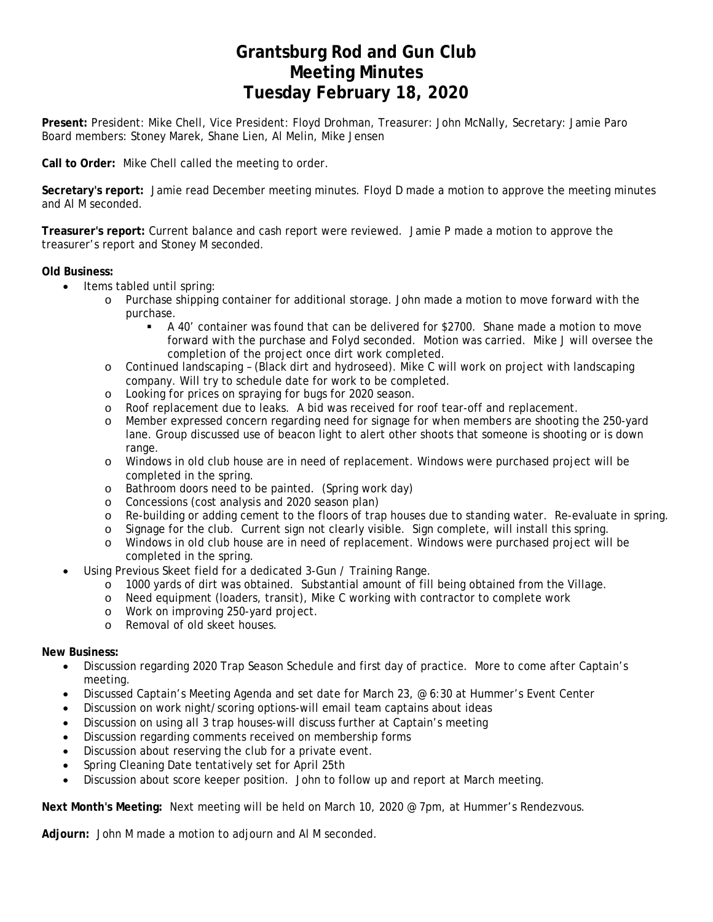# Grantsburg Rod and Gun Club
# Meeting Minutes
# Tuesday February 18, 2020

**Present:** President: Mike Chell, Vice President: Floyd Drohman, Treasurer: John McNally, Secretary: Jamie Paro
Board members: Stoney Marek, Shane Lien, Al Melin, Mike Jensen

**Call to Order:** Mike Chell called the meeting to order.

**Secretary's report:** Jamie read December meeting minutes. Floyd D made a motion to approve the meeting minutes and Al M seconded.

**Treasurer's report:** Current balance and cash report were reviewed. Jamie P made a motion to approve the treasurer's report and Stoney M seconded.

**Old Business:**

- Items tabled until spring:
  - Purchase shipping container for additional storage. John made a motion to move forward with the purchase.
    - A 40' container was found that can be delivered for $2700. Shane made a motion to move forward with the purchase and Folyd seconded. Motion was carried. Mike J will oversee the completion of the project once dirt work completed.
  - Continued landscaping – (Black dirt and hydroseed). Mike C will work on project with landscaping company. Will try to schedule date for work to be completed.
  - Looking for prices on spraying for bugs for 2020 season.
  - Roof replacement due to leaks. A bid was received for roof tear-off and replacement.
  - Member expressed concern regarding need for signage for when members are shooting the 250-yard lane. Group discussed use of beacon light to alert other shoots that someone is shooting or is down range.
  - Windows in old club house are in need of replacement. Windows were purchased project will be completed in the spring.
  - Bathroom doors need to be painted. (Spring work day)
  - Concessions (cost analysis and 2020 season plan)
  - Re-building or adding cement to the floors of trap houses due to standing water. Re-evaluate in spring.
  - Signage for the club. Current sign not clearly visible. Sign complete, will install this spring.
  - Windows in old club house are in need of replacement. Windows were purchased project will be completed in the spring.
- Using Previous Skeet field for a dedicated 3-Gun / Training Range.
  - 1000 yards of dirt was obtained. Substantial amount of fill being obtained from the Village.
  - Need equipment (loaders, transit), Mike C working with contractor to complete work
  - Work on improving 250-yard project.
  - Removal of old skeet houses.

**New Business:**

- Discussion regarding 2020 Trap Season Schedule and first day of practice. More to come after Captain's meeting.
- Discussed Captain's Meeting Agenda and set date for March 23, @ 6:30 at Hummer's Event Center
- Discussion on work night/scoring options-will email team captains about ideas
- Discussion on using all 3 trap houses-will discuss further at Captain's meeting
- Discussion regarding comments received on membership forms
- Discussion about reserving the club for a private event.
- Spring Cleaning Date tentatively set for April 25th
- Discussion about score keeper position. John to follow up and report at March meeting.

**Next Month's Meeting:** Next meeting will be held on March 10, 2020 @ 7pm, at Hummer's Rendezvous.

**Adjourn:** John M made a motion to adjourn and Al M seconded.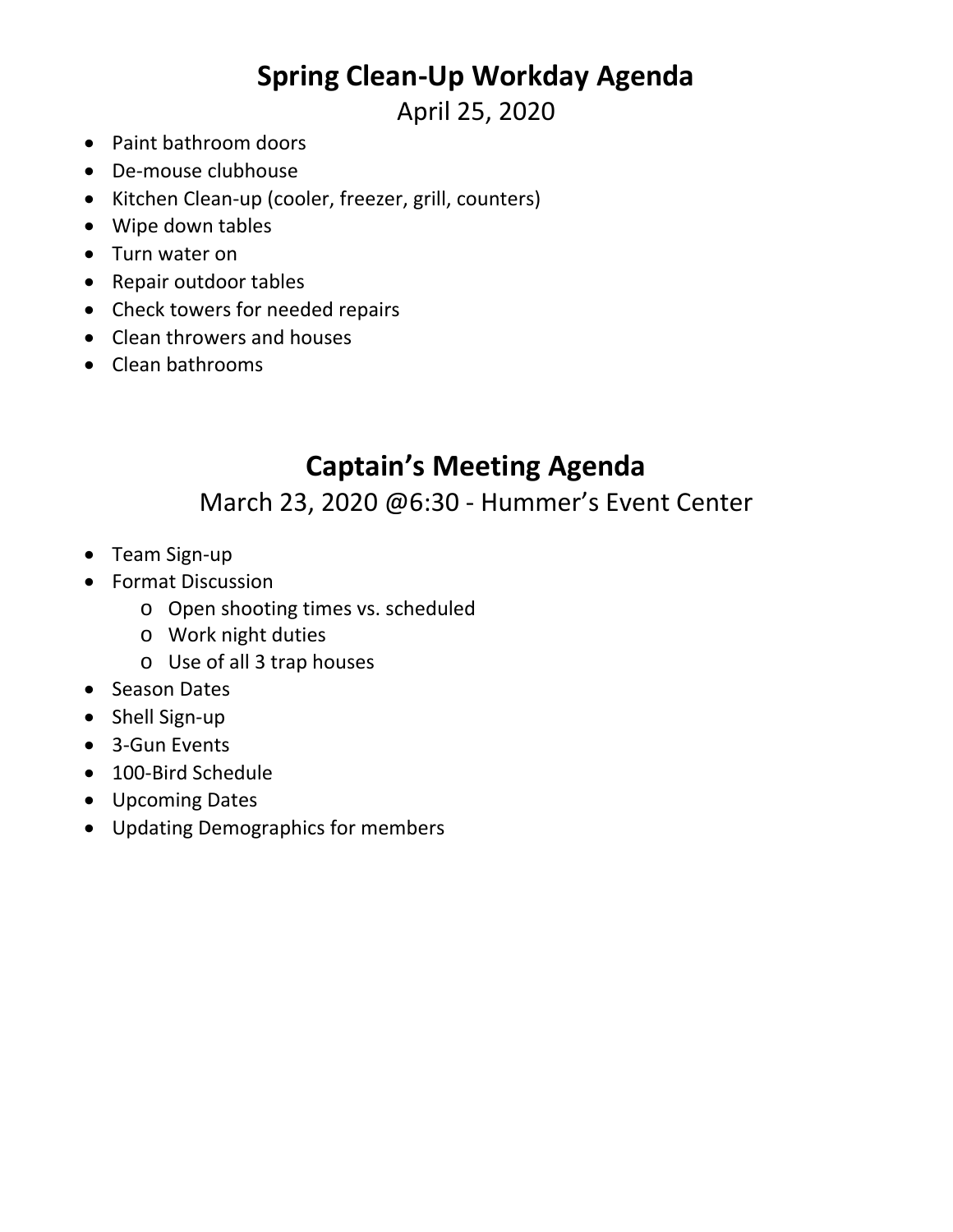# Spring Clean-Up Workday Agenda

April 25, 2020

- Paint bathroom doors
- De-mouse clubhouse
- Kitchen Clean-up (cooler, freezer, grill, counters)
- Wipe down tables
- Turn water on
- Repair outdoor tables
- Check towers for needed repairs
- Clean throwers and houses
- Clean bathrooms

# Captain's Meeting Agenda

March 23, 2020 @6:30 - Hummer's Event Center

- Team Sign-up
- Format Discussion
  - Open shooting times vs. scheduled
  - Work night duties
  - Use of all 3 trap houses
- Season Dates
- Shell Sign-up
- 3-Gun Events
- 100-Bird Schedule
- Upcoming Dates
- Updating Demographics for members